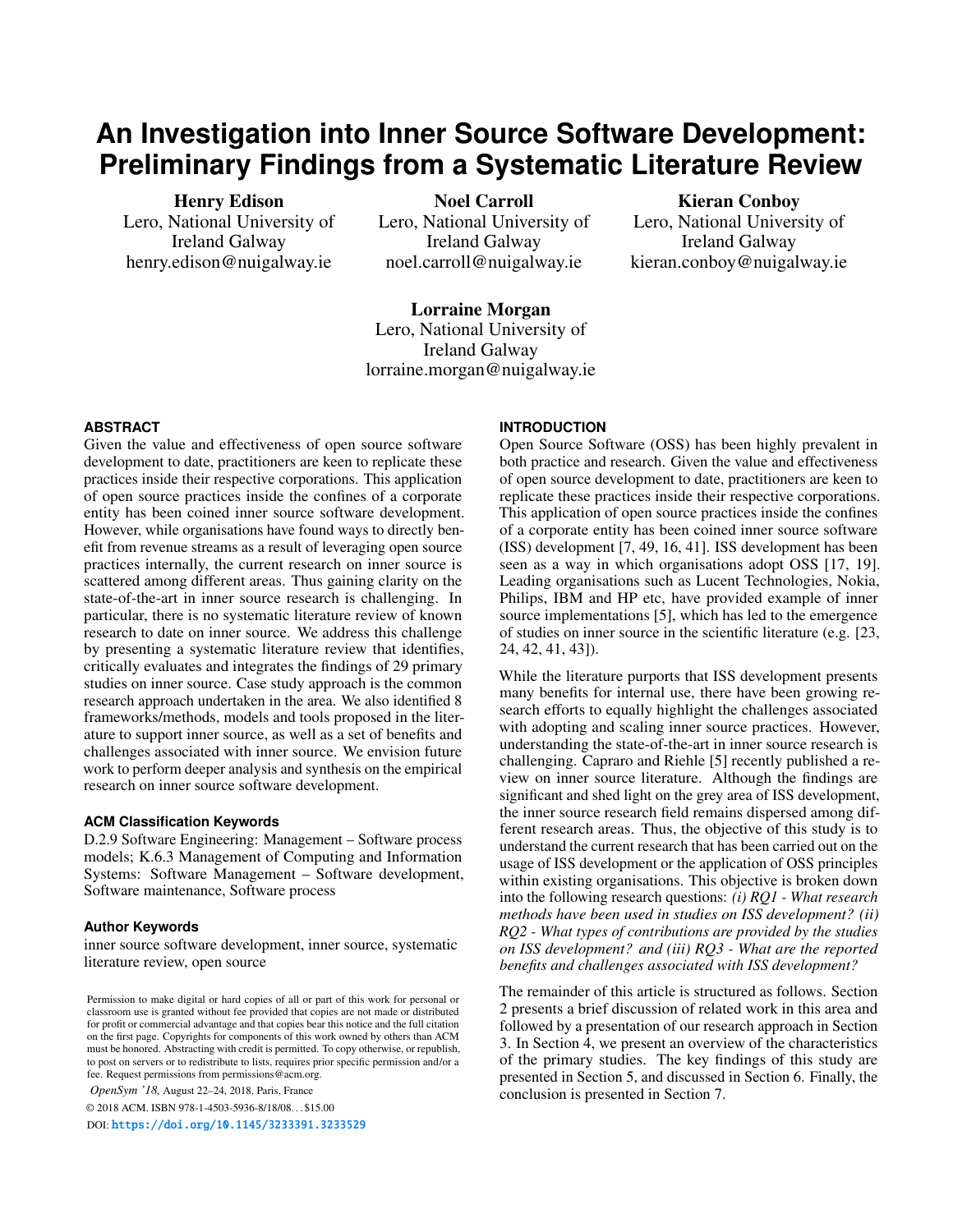# An Investigation into Inner Source Software Development: Preliminary Findings from a Systematic Literature Review

**Henry Edison**
Lero, National University of Ireland Galway
henry.edison@nuigalway.ie

**Noel Carroll**
Lero, National University of Ireland Galway
noel.carroll@nuigalway.ie

**Kieran Conboy**
Lero, National University of Ireland Galway
kieran.conboy@nuigalway.ie

**Lorraine Morgan**
Lero, National University of Ireland Galway
lorraine.morgan@nuigalway.ie

## ABSTRACT

Given the value and effectiveness of open source software development to date, practitioners are keen to replicate these practices inside their respective corporations. This application of open source practices inside the confines of a corporate entity has been coined inner source software development. However, while organisations have found ways to directly benefit from revenue streams as a result of leveraging open source practices internally, the current research on inner source is scattered among different areas. Thus gaining clarity on the state-of-the-art in inner source research is challenging. In particular, there is no systematic literature review of known research to date on inner source. We address this challenge by presenting a systematic literature review that identifies, critically evaluates and integrates the findings of 29 primary studies on inner source. Case study approach is the common research approach undertaken in the area. We also identified 8 frameworks/methods, models and tools proposed in the literature to support inner source, as well as a set of benefits and challenges associated with inner source. We envision future work to perform deeper analysis and synthesis on the empirical research on inner source software development.

### ACM Classification Keywords

D.2.9 Software Engineering: Management – Software process models; K.6.3 Management of Computing and Information Systems: Software Management – Software development, Software maintenance, Software process

### Author Keywords

inner source software development, inner source, systematic literature review, open source

Permission to make digital or hard copies of all or part of this work for personal or classroom use is granted without fee provided that copies are not made or distributed for profit or commercial advantage and that copies bear this notice and the full citation on the first page. Copyrights for components of this work owned by others than ACM must be honored. Abstracting with credit is permitted. To copy otherwise, or republish, to post on servers or to redistribute to lists, requires prior specific permission and/or a fee. Request permissions from permissions@acm.org.

*OpenSym '18,* August 22–24, 2018, Paris, France

© 2018 ACM. ISBN 978-1-4503-5936-8/18/08…$15.00

DOI: https://doi.org/10.1145/3233391.3233529

## INTRODUCTION

Open Source Software (OSS) has been highly prevalent in both practice and research. Given the value and effectiveness of open source development to date, practitioners are keen to replicate these practices inside their respective corporations. This application of open source practices inside the confines of a corporate entity has been coined inner source software (ISS) development [7, 49, 16, 41]. ISS development has been seen as a way in which organisations adopt OSS [17, 19]. Leading organisations such as Lucent Technologies, Nokia, Philips, IBM and HP etc, have provided example of inner source implementations [5], which has led to the emergence of studies on inner source in the scientific literature (e.g. [23, 24, 42, 41, 43]).

While the literature purports that ISS development presents many benefits for internal use, there have been growing research efforts to equally highlight the challenges associated with adopting and scaling inner source practices. However, understanding the state-of-the-art in inner source research is challenging. Capraro and Riehle [5] recently published a review on inner source literature. Although the findings are significant and shed light on the grey area of ISS development, the inner source research field remains dispersed among different research areas. Thus, the objective of this study is to understand the current research that has been carried out on the usage of ISS development or the application of OSS principles within existing organisations. This objective is broken down into the following research questions: *(i) RQ1 - What research methods have been used in studies on ISS development? (ii) RQ2 - What types of contributions are provided by the studies on ISS development? and (iii) RQ3 - What are the reported benefits and challenges associated with ISS development?*

The remainder of this article is structured as follows. Section 2 presents a brief discussion of related work in this area and followed by a presentation of our research approach in Section 3. In Section 4, we present an overview of the characteristics of the primary studies. The key findings of this study are presented in Section 5, and discussed in Section 6. Finally, the conclusion is presented in Section 7.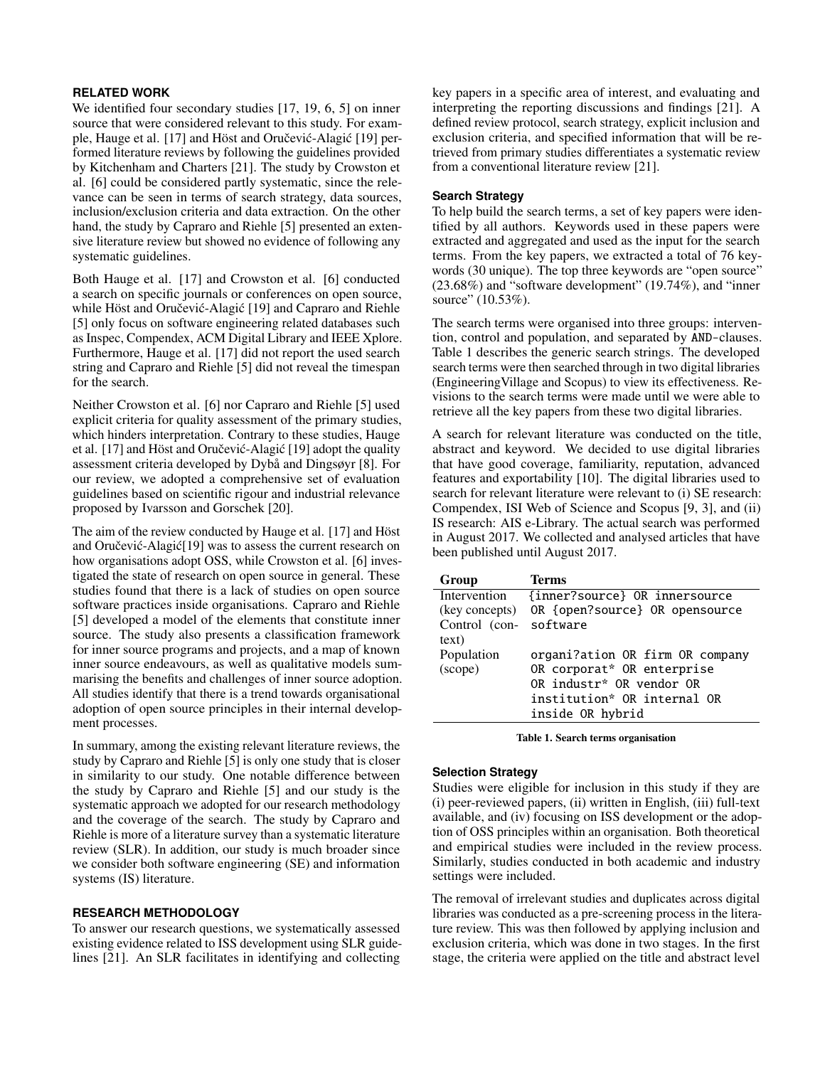## RELATED WORK

We identified four secondary studies [17, 19, 6, 5] on inner source that were considered relevant to this study. For example, Hauge et al. [17] and Höst and Oručević-Alagić [19] performed literature reviews by following the guidelines provided by Kitchenham and Charters [21]. The study by Crowston et al. [6] could be considered partly systematic, since the relevance can be seen in terms of search strategy, data sources, inclusion/exclusion criteria and data extraction. On the other hand, the study by Capraro and Riehle [5] presented an extensive literature review but showed no evidence of following any systematic guidelines.

Both Hauge et al. [17] and Crowston et al. [6] conducted a search on specific journals or conferences on open source, while Höst and Oručević-Alagić [19] and Capraro and Riehle [5] only focus on software engineering related databases such as Inspec, Compendex, ACM Digital Library and IEEE Xplore. Furthermore, Hauge et al. [17] did not report the used search string and Capraro and Riehle [5] did not reveal the timespan for the search.

Neither Crowston et al. [6] nor Capraro and Riehle [5] used explicit criteria for quality assessment of the primary studies, which hinders interpretation. Contrary to these studies, Hauge et al. [17] and Höst and Oručević-Alagić [19] adopt the quality assessment criteria developed by Dybå and Dingsøyr [8]. For our review, we adopted a comprehensive set of evaluation guidelines based on scientific rigour and industrial relevance proposed by Ivarsson and Gorschek [20].

The aim of the review conducted by Hauge et al. [17] and Höst and Oručević-Alagić[19] was to assess the current research on how organisations adopt OSS, while Crowston et al. [6] investigated the state of research on open source in general. These studies found that there is a lack of studies on open source software practices inside organisations. Capraro and Riehle [5] developed a model of the elements that constitute inner source. The study also presents a classification framework for inner source programs and projects, and a map of known inner source endeavours, as well as qualitative models summarising the benefits and challenges of inner source adoption. All studies identify that there is a trend towards organisational adoption of open source principles in their internal development processes.

In summary, among the existing relevant literature reviews, the study by Capraro and Riehle [5] is only one study that is closer in similarity to our study. One notable difference between the study by Capraro and Riehle [5] and our study is the systematic approach we adopted for our research methodology and the coverage of the search. The study by Capraro and Riehle is more of a literature survey than a systematic literature review (SLR). In addition, our study is much broader since we consider both software engineering (SE) and information systems (IS) literature.

## RESEARCH METHODOLOGY

To answer our research questions, we systematically assessed existing evidence related to ISS development using SLR guidelines [21]. An SLR facilitates in identifying and collecting key papers in a specific area of interest, and evaluating and interpreting the reporting discussions and findings [21]. A defined review protocol, search strategy, explicit inclusion and exclusion criteria, and specified information that will be retrieved from primary studies differentiates a systematic review from a conventional literature review [21].

### Search Strategy

To help build the search terms, a set of key papers were identified by all authors. Keywords used in these papers were extracted and aggregated and used as the input for the search terms. From the key papers, we extracted a total of 76 keywords (30 unique). The top three keywords are "open source" (23.68%) and "software development" (19.74%), and "inner source" (10.53%).

The search terms were organised into three groups: intervention, control and population, and separated by `AND`-clauses. Table 1 describes the generic search strings. The developed search terms were then searched through in two digital libraries (EngineeringVillage and Scopus) to view its effectiveness. Revisions to the search terms were made until we were able to retrieve all the key papers from these two digital libraries.

A search for relevant literature was conducted on the title, abstract and keyword. We decided to use digital libraries that have good coverage, familiarity, reputation, advanced features and exportability [10]. The digital libraries used to search for relevant literature were relevant to (i) SE research: Compendex, ISI Web of Science and Scopus [9, 3], and (ii) IS research: AIS e-Library. The actual search was performed in August 2017. We collected and analysed articles that have been published until August 2017.

| Group | Terms |
|---|---|
| Intervention (key concepts) | `{inner?source} OR innersource OR {open?source} OR opensource` |
| Control (context) | `software` |
| Population (scope) | `organi?ation OR firm OR company OR corporat* OR enterprise OR industr* OR vendor OR institution* OR internal OR inside OR hybrid` |

Table 1. Search terms organisation

### Selection Strategy

Studies were eligible for inclusion in this study if they are (i) peer-reviewed papers, (ii) written in English, (iii) full-text available, and (iv) focusing on ISS development or the adoption of OSS principles within an organisation. Both theoretical and empirical studies were included in the review process. Similarly, studies conducted in both academic and industry settings were included.

The removal of irrelevant studies and duplicates across digital libraries was conducted as a pre-screening process in the literature review. This was then followed by applying inclusion and exclusion criteria, which was done in two stages. In the first stage, the criteria were applied on the title and abstract level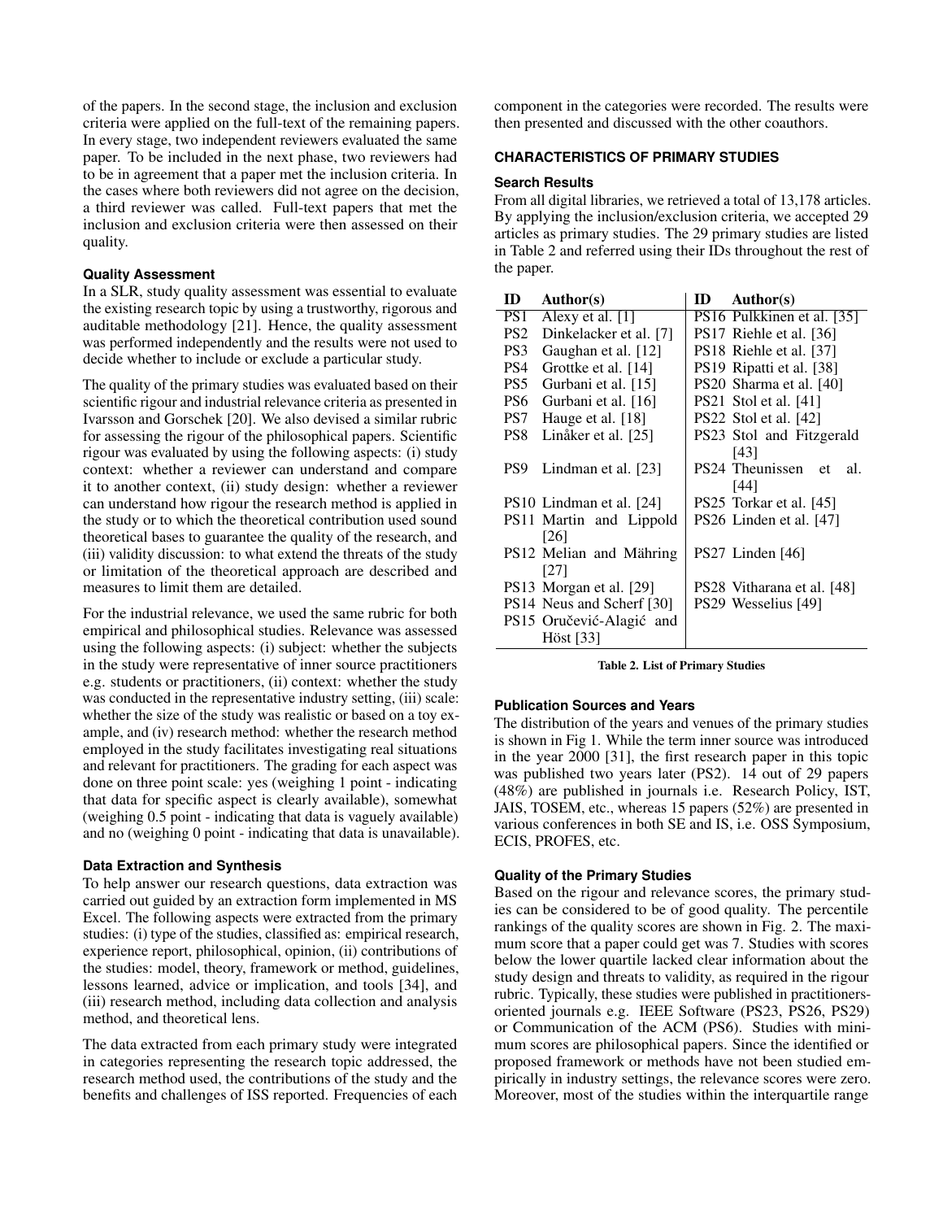of the papers. In the second stage, the inclusion and exclusion criteria were applied on the full-text of the remaining papers. In every stage, two independent reviewers evaluated the same paper. To be included in the next phase, two reviewers had to be in agreement that a paper met the inclusion criteria. In the cases where both reviewers did not agree on the decision, a third reviewer was called. Full-text papers that met the inclusion and exclusion criteria were then assessed on their quality.

### Quality Assessment

In a SLR, study quality assessment was essential to evaluate the existing research topic by using a trustworthy, rigorous and auditable methodology [21]. Hence, the quality assessment was performed independently and the results were not used to decide whether to include or exclude a particular study.

The quality of the primary studies was evaluated based on their scientific rigour and industrial relevance criteria as presented in Ivarsson and Gorschek [20]. We also devised a similar rubric for assessing the rigour of the philosophical papers. Scientific rigour was evaluated by using the following aspects: (i) study context: whether a reviewer can understand and compare it to another context, (ii) study design: whether a reviewer can understand how rigour the research method is applied in the study or to which the theoretical contribution used sound theoretical bases to guarantee the quality of the research, and (iii) validity discussion: to what extend the threats of the study or limitation of the theoretical approach are described and measures to limit them are detailed.

For the industrial relevance, we used the same rubric for both empirical and philosophical studies. Relevance was assessed using the following aspects: (i) subject: whether the subjects in the study were representative of inner source practitioners e.g. students or practitioners, (ii) context: whether the study was conducted in the representative industry setting, (iii) scale: whether the size of the study was realistic or based on a toy example, and (iv) research method: whether the research method employed in the study facilitates investigating real situations and relevant for practitioners. The grading for each aspect was done on three point scale: yes (weighing 1 point - indicating that data for specific aspect is clearly available), somewhat (weighing 0.5 point - indicating that data is vaguely available) and no (weighing 0 point - indicating that data is unavailable).

### Data Extraction and Synthesis

To help answer our research questions, data extraction was carried out guided by an extraction form implemented in MS Excel. The following aspects were extracted from the primary studies: (i) type of the studies, classified as: empirical research, experience report, philosophical, opinion, (ii) contributions of the studies: model, theory, framework or method, guidelines, lessons learned, advice or implication, and tools [34], and (iii) research method, including data collection and analysis method, and theoretical lens.

The data extracted from each primary study were integrated in categories representing the research topic addressed, the research method used, the contributions of the study and the benefits and challenges of ISS reported. Frequencies of each component in the categories were recorded. The results were then presented and discussed with the other coauthors.

## CHARACTERISTICS OF PRIMARY STUDIES

### Search Results

From all digital libraries, we retrieved a total of 13,178 articles. By applying the inclusion/exclusion criteria, we accepted 29 articles as primary studies. The 29 primary studies are listed in Table 2 and referred using their IDs throughout the rest of the paper.

| ID | Author(s) | ID | Author(s) |
|---|---|---|---|
| PS1 | Alexy et al. [1] | PS16 | Pulkkinen et al. [35] |
| PS2 | Dinkelacker et al. [7] | PS17 | Riehle et al. [36] |
| PS3 | Gaughan et al. [12] | PS18 | Riehle et al. [37] |
| PS4 | Grottke et al. [14] | PS19 | Ripatti et al. [38] |
| PS5 | Gurbani et al. [15] | PS20 | Sharma et al. [40] |
| PS6 | Gurbani et al. [16] | PS21 | Stol et al. [41] |
| PS7 | Hauge et al. [18] | PS22 | Stol et al. [42] |
| PS8 | Linåker et al. [25] | PS23 | Stol and Fitzgerald [43] |
| PS9 | Lindman et al. [23] | PS24 | Theunissen et al. [44] |
| PS10 | Lindman et al. [24] | PS25 | Torkar et al. [45] |
| PS11 | Martin and Lippold [26] | PS26 | Linden et al. [47] |
| PS12 | Melian and Mähring [27] | PS27 | Linden [46] |
| PS13 | Morgan et al. [29] | PS28 | Vitharana et al. [48] |
| PS14 | Neus and Scherf [30] | PS29 | Wesselius [49] |
| PS15 | Oručević-Alagić and Höst [33] | | |

Table 2. List of Primary Studies

### Publication Sources and Years

The distribution of the years and venues of the primary studies is shown in Fig 1. While the term inner source was introduced in the year 2000 [31], the first research paper in this topic was published two years later (PS2). 14 out of 29 papers (48%) are published in journals i.e. Research Policy, IST, JAIS, TOSEM, etc., whereas 15 papers (52%) are presented in various conferences in both SE and IS, i.e. OSS Symposium, ECIS, PROFES, etc.

### Quality of the Primary Studies

Based on the rigour and relevance scores, the primary studies can be considered to be of good quality. The percentile rankings of the quality scores are shown in Fig. 2. The maximum score that a paper could get was 7. Studies with scores below the lower quartile lacked clear information about the study design and threats to validity, as required in the rigour rubric. Typically, these studies were published in practitioners-oriented journals e.g. IEEE Software (PS23, PS26, PS29) or Communication of the ACM (PS6). Studies with minimum scores are philosophical papers. Since the identified or proposed framework or methods have not been studied empirically in industry settings, the relevance scores were zero. Moreover, most of the studies within the interquartile range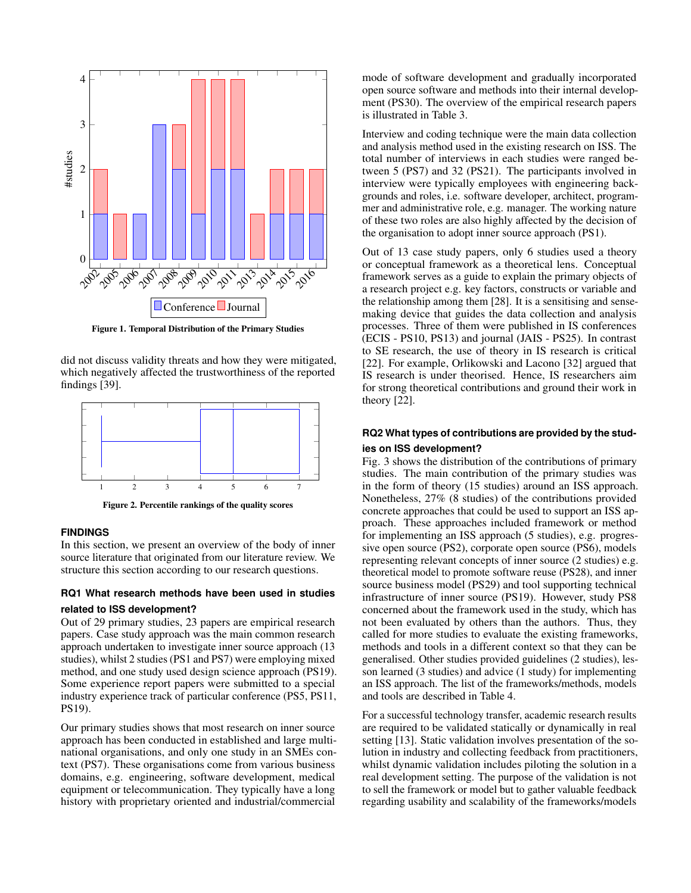Figure 1. Temporal Distribution of the Primary Studies

did not discuss validity threats and how they were mitigated, which negatively affected the trustworthiness of the reported findings [39].

Figure 2. Percentile rankings of the quality scores

## FINDINGS

In this section, we present an overview of the body of inner source literature that originated from our literature review. We structure this section according to our research questions.

### RQ1 What research methods have been used in studies related to ISS development?

Out of 29 primary studies, 23 papers are empirical research papers. Case study approach was the main common research approach undertaken to investigate inner source approach (13 studies), whilst 2 studies (PS1 and PS7) were employing mixed method, and one study used design science approach (PS19). Some experience report papers were submitted to a special industry experience track of particular conference (PS5, PS11, PS19).

Our primary studies shows that most research on inner source approach has been conducted in established and large multi-national organisations, and only one study in an SMEs context (PS7). These organisations come from various business domains, e.g. engineering, software development, medical equipment or telecommunication. They typically have a long history with proprietary oriented and industrial/commercial mode of software development and gradually incorporated open source software and methods into their internal development (PS30). The overview of the empirical research papers is illustrated in Table 3.

Interview and coding technique were the main data collection and analysis method used in the existing research on ISS. The total number of interviews in each studies were ranged between 5 (PS7) and 32 (PS21). The participants involved in interview were typically employees with engineering backgrounds and roles, i.e. software developer, architect, programmer and administrative role, e.g. manager. The working nature of these two roles are also highly affected by the decision of the organisation to adopt inner source approach (PS1).

Out of 13 case study papers, only 6 studies used a theory or conceptual framework as a theoretical lens. Conceptual framework serves as a guide to explain the primary objects of a research project e.g. key factors, constructs or variable and the relationship among them [28]. It is a sensitising and sense-making device that guides the data collection and analysis processes. Three of them were published in IS conferences (ECIS - PS10, PS13) and journal (JAIS - PS25). In contrast to SE research, the use of theory in IS research is critical [22]. For example, Orlikowski and Lacono [32] argued that IS research is under theorised. Hence, IS researchers aim for strong theoretical contributions and ground their work in theory [22].

### RQ2 What types of contributions are provided by the studies on ISS development?

Fig. 3 shows the distribution of the contributions of primary studies. The main contribution of the primary studies was in the form of theory (15 studies) around an ISS approach. Nonetheless, 27% (8 studies) of the contributions provided concrete approaches that could be used to support an ISS approach. These approaches included framework or method for implementing an ISS approach (5 studies), e.g. progressive open source (PS2), corporate open source (PS6), models representing relevant concepts of inner source (2 studies) e.g. theoretical model to promote software reuse (PS28), and inner source business model (PS29) and tool supporting technical infrastructure of inner source (PS19). However, study PS8 concerned about the framework used in the study, which has not been evaluated by others than the authors. Thus, they called for more studies to evaluate the existing frameworks, methods and tools in a different context so that they can be generalised. Other studies provided guidelines (2 studies), lesson learned (3 studies) and advice (1 study) for implementing an ISS approach. The list of the frameworks/methods, models and tools are described in Table 4.

For a successful technology transfer, academic research results are required to be validated statically or dynamically in real setting [13]. Static validation involves presentation of the solution in industry and collecting feedback from practitioners, whilst dynamic validation includes piloting the solution in a real development setting. The purpose of the validation is not to sell the framework or model but to gather valuable feedback regarding usability and scalability of the frameworks/models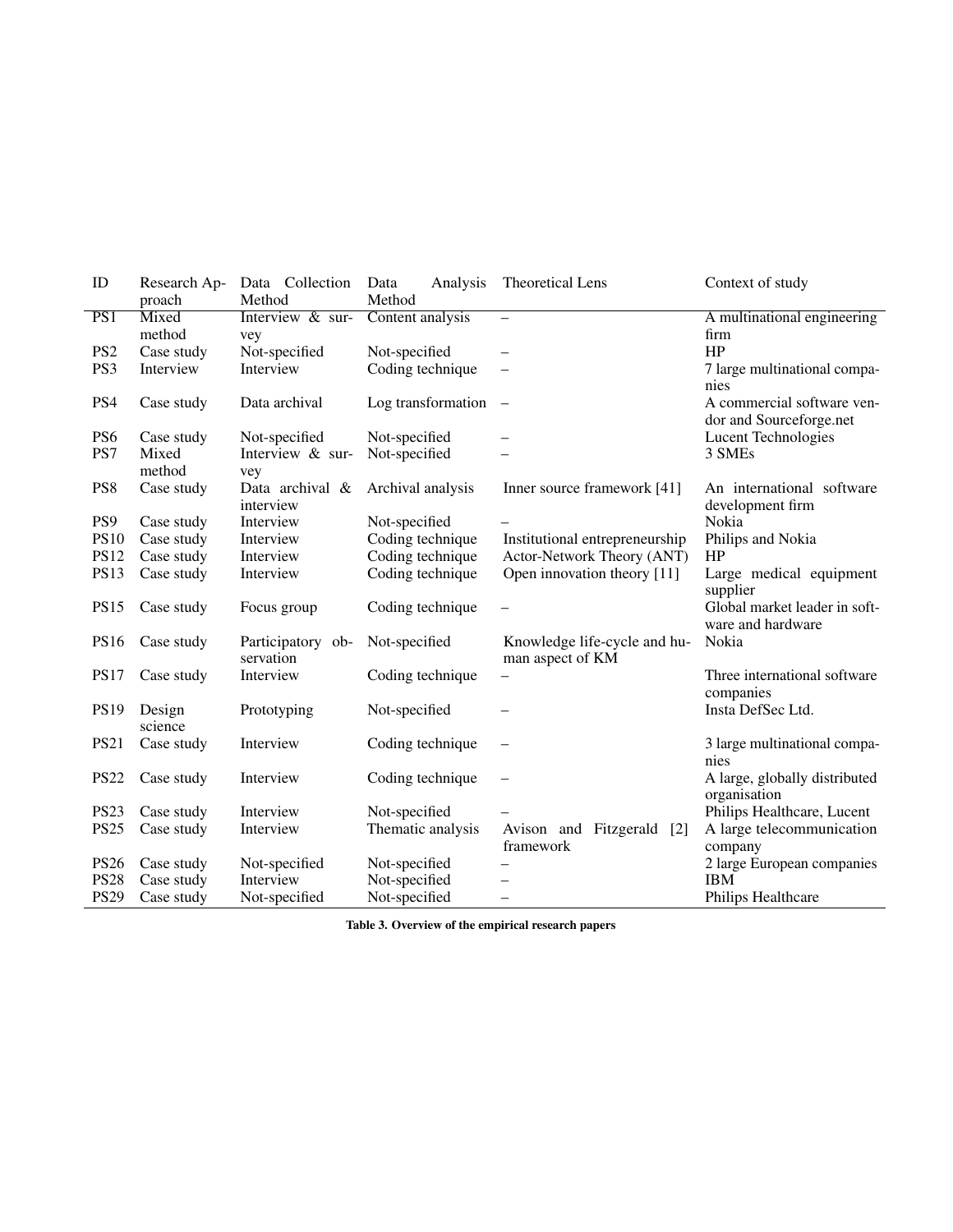| ID | Research Approach | Data Collection Method | Data Analysis Method | Theoretical Lens | Context of study |
|---|---|---|---|---|---|
| PS1 | Mixed method | Interview & survey | Content analysis | – | A multinational engineering firm |
| PS2 | Case study | Not-specified | Not-specified | – | HP |
| PS3 | Interview | Interview | Coding technique | – | 7 large multinational companies |
| PS4 | Case study | Data archival | Log transformation | – | A commercial software vendor and Sourceforge.net |
| PS6 | Case study | Not-specified | Not-specified | – | Lucent Technologies |
| PS7 | Mixed method | Interview & survey | Not-specified | – | 3 SMEs |
| PS8 | Case study | Data archival & interview | Archival analysis | Inner source framework [41] | An international software development firm |
| PS9 | Case study | Interview | Not-specified | – | Nokia |
| PS10 | Case study | Interview | Coding technique | Institutional entrepreneurship | Philips and Nokia |
| PS12 | Case study | Interview | Coding technique | Actor-Network Theory (ANT) | HP |
| PS13 | Case study | Interview | Coding technique | Open innovation theory [11] | Large medical equipment supplier |
| PS15 | Case study | Focus group | Coding technique | – | Global market leader in software and hardware |
| PS16 | Case study | Participatory observation | Not-specified | Knowledge life-cycle and human aspect of KM | Nokia |
| PS17 | Case study | Interview | Coding technique | – | Three international software companies |
| PS19 | Design science | Prototyping | Not-specified | – | Insta DefSec Ltd. |
| PS21 | Case study | Interview | Coding technique | – | 3 large multinational companies |
| PS22 | Case study | Interview | Coding technique | – | A large, globally distributed organisation |
| PS23 | Case study | Interview | Not-specified | – | Philips Healthcare, Lucent |
| PS25 | Case study | Interview | Thematic analysis | Avison and Fitzgerald [2] framework | A large telecommunication company |
| PS26 | Case study | Not-specified | Not-specified | – | 2 large European companies |
| PS28 | Case study | Interview | Not-specified | – | IBM |
| PS29 | Case study | Not-specified | Not-specified | – | Philips Healthcare |

**Table 3. Overview of the empirical research papers**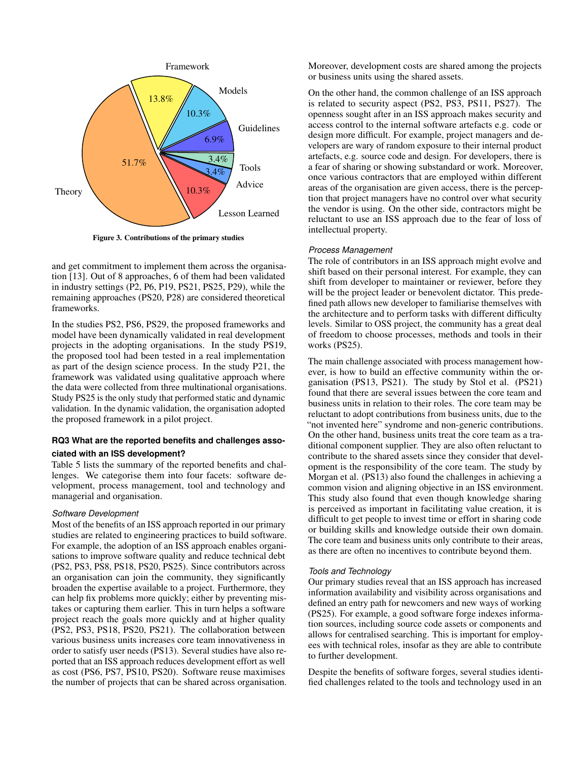Framework

Models

Guidelines

Tools

Advice

Lesson Learned

Theory

13.8%

10.3%

6.9%

3.4%

3.4%

10.3%

51.7%

**Figure 3. Contributions of the primary studies**

and get commitment to implement them across the organisation [13]. Out of 8 approaches, 6 of them had been validated in industry settings (P2, P6, P19, PS21, PS25, P29), while the remaining approaches (PS20, P28) are considered theoretical frameworks.

In the studies PS2, PS6, PS29, the proposed frameworks and model have been dynamically validated in real development projects in the adopting organisations. In the study PS19, the proposed tool had been tested in a real implementation as part of the design science process. In the study P21, the framework was validated using qualitative approach where the data were collected from three multinational organisations. Study PS25 is the only study that performed static and dynamic validation. In the dynamic validation, the organisation adopted the proposed framework in a pilot project.

**RQ3 What are the reported benefits and challenges associated with an ISS development?**

Table 5 lists the summary of the reported benefits and challenges. We categorise them into four facets: software development, process management, tool and technology and managerial and organisation.

*Software Development*

Most of the benefits of an ISS approach reported in our primary studies are related to engineering practices to build software. For example, the adoption of an ISS approach enables organisations to improve software quality and reduce technical debt (PS2, PS3, PS8, PS18, PS20, PS25). Since contributors across an organisation can join the community, they significantly broaden the expertise available to a project. Furthermore, they can help fix problems more quickly; either by preventing mistakes or capturing them earlier. This in turn helps a software project reach the goals more quickly and at higher quality (PS2, PS3, PS18, PS20, PS21). The collaboration between various business units increases core team innovativeness in order to satisfy user needs (PS13). Several studies have also reported that an ISS approach reduces development effort as well as cost (PS6, PS7, PS10, PS20). Software reuse maximises the number of projects that can be shared across organisation. Moreover, development costs are shared among the projects or business units using the shared assets.

On the other hand, the common challenge of an ISS approach is related to security aspect (PS2, PS3, PS11, PS27). The openness sought after in an ISS approach makes security and access control to the internal software artefacts e.g. code or design more difficult. For example, project managers and developers are wary of random exposure to their internal product artefacts, e.g. source code and design. For developers, there is a fear of sharing or showing substandard or work. Moreover, once various contractors that are employed within different areas of the organisation are given access, there is the perception that project managers have no control over what security the vendor is using. On the other side, contractors might be reluctant to use an ISS approach due to the fear of loss of intellectual property.

*Process Management*

The role of contributors in an ISS approach might evolve and shift based on their personal interest. For example, they can shift from developer to maintainer or reviewer, before they will be the project leader or benevolent dictator. This predefined path allows new developer to familiarise themselves with the architecture and to perform tasks with different difficulty levels. Similar to OSS project, the community has a great deal of freedom to choose processes, methods and tools in their works (PS25).

The main challenge associated with process management however, is how to build an effective community within the organisation (PS13, PS21). The study by Stol et al. (PS21) found that there are several issues between the core team and business units in relation to their roles. The core team may be reluctant to adopt contributions from business units, due to the "not invented here" syndrome and non-generic contributions. On the other hand, business units treat the core team as a traditional component supplier. They are also often reluctant to contribute to the shared assets since they consider that development is the responsibility of the core team. The study by Morgan et al. (PS13) also found the challenges in achieving a common vision and aligning objective in an ISS environment. This study also found that even though knowledge sharing is perceived as important in facilitating value creation, it is difficult to get people to invest time or effort in sharing code or building skills and knowledge outside their own domain. The core team and business units only contribute to their areas, as there are often no incentives to contribute beyond them.

*Tools and Technology*

Our primary studies reveal that an ISS approach has increased information availability and visibility across organisations and defined an entry path for newcomers and new ways of working (PS25). For example, a good software forge indexes information sources, including source code assets or components and allows for centralised searching. This is important for employees with technical roles, insofar as they are able to contribute to further development.

Despite the benefits of software forges, several studies identified challenges related to the tools and technology used in an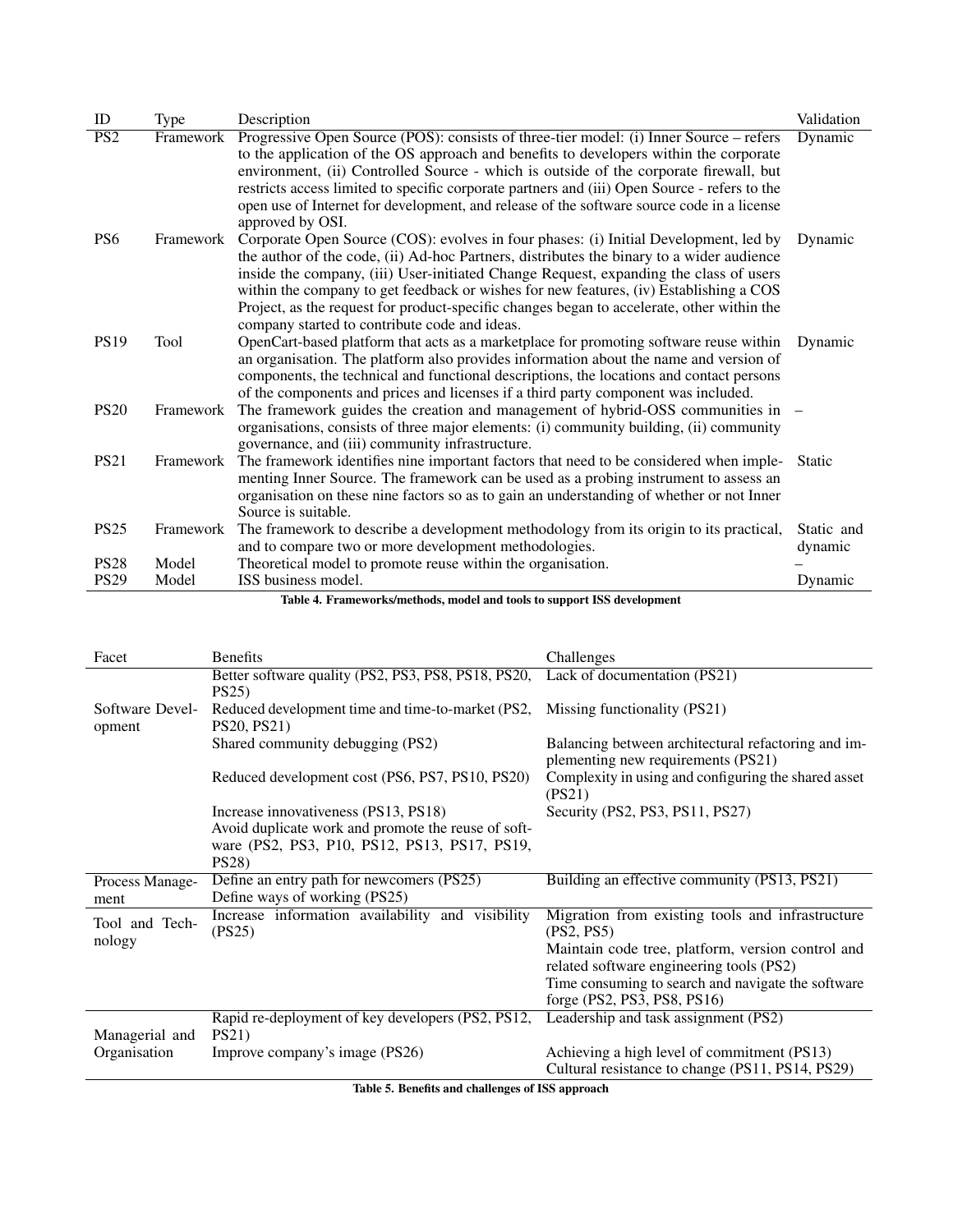| ID | Type | Description | Validation |
|---|---|---|---|
| PS2 | Framework | Progressive Open Source (POS): consists of three-tier model: (i) Inner Source – refers to the application of the OS approach and benefits to developers within the corporate environment, (ii) Controlled Source - which is outside of the corporate firewall, but restricts access limited to specific corporate partners and (iii) Open Source - refers to the open use of Internet for development, and release of the software source code in a license approved by OSI. | Dynamic |
| PS6 | Framework | Corporate Open Source (COS): evolves in four phases: (i) Initial Development, led by the author of the code, (ii) Ad-hoc Partners, distributes the binary to a wider audience inside the company, (iii) User-initiated Change Request, expanding the class of users within the company to get feedback or wishes for new features, (iv) Establishing a COS Project, as the request for product-specific changes began to accelerate, other within the company started to contribute code and ideas. | Dynamic |
| PS19 | Tool | OpenCart-based platform that acts as a marketplace for promoting software reuse within an organisation. The platform also provides information about the name and version of components, the technical and functional descriptions, the locations and contact persons of the components and prices and licenses if a third party component was included. | Dynamic |
| PS20 | Framework | The framework guides the creation and management of hybrid-OSS communities in organisations, consists of three major elements: (i) community building, (ii) community governance, and (iii) community infrastructure. | – |
| PS21 | Framework | The framework identifies nine important factors that need to be considered when implementing Inner Source. The framework can be used as a probing instrument to assess an organisation on these nine factors so as to gain an understanding of whether or not Inner Source is suitable. | Static |
| PS25 | Framework | The framework to describe a development methodology from its origin to its practical, and to compare two or more development methodologies. | Static and dynamic |
| PS28 | Model | Theoretical model to promote reuse within the organisation. | – |
| PS29 | Model | ISS business model. | Dynamic |

**Table 4. Frameworks/methods, model and tools to support ISS development**

| Facet | Benefits | Challenges |
|---|---|---|
| Software Development | Better software quality (PS2, PS3, PS8, PS18, PS20, PS25) | Lack of documentation (PS21) |
| | Reduced development time and time-to-market (PS2, PS20, PS21) | Missing functionality (PS21) |
| | Shared community debugging (PS2) | Balancing between architectural refactoring and implementing new requirements (PS21) |
| | Reduced development cost (PS6, PS7, PS10, PS20) | Complexity in using and configuring the shared asset (PS21) |
| | Increase innovativeness (PS13, PS18) | Security (PS2, PS3, PS11, PS27) |
| | Avoid duplicate work and promote the reuse of software (PS2, PS3, P10, PS12, PS13, PS17, PS19, PS28) | |
| Process Management | Define an entry path for newcomers (PS25) | Building an effective community (PS13, PS21) |
| | Define ways of working (PS25) | |
| Tool and Technology | Increase information availability and visibility (PS25) | Migration from existing tools and infrastructure (PS2, PS5) |
| | | Maintain code tree, platform, version control and related software engineering tools (PS2) |
| | | Time consuming to search and navigate the software forge (PS2, PS3, PS8, PS16) |
| Managerial and Organisation | Rapid re-deployment of key developers (PS2, PS12, PS21) | Leadership and task assignment (PS2) |
| | Improve company's image (PS26) | Achieving a high level of commitment (PS13) |
| | | Cultural resistance to change (PS11, PS14, PS29) |

**Table 5. Benefits and challenges of ISS approach**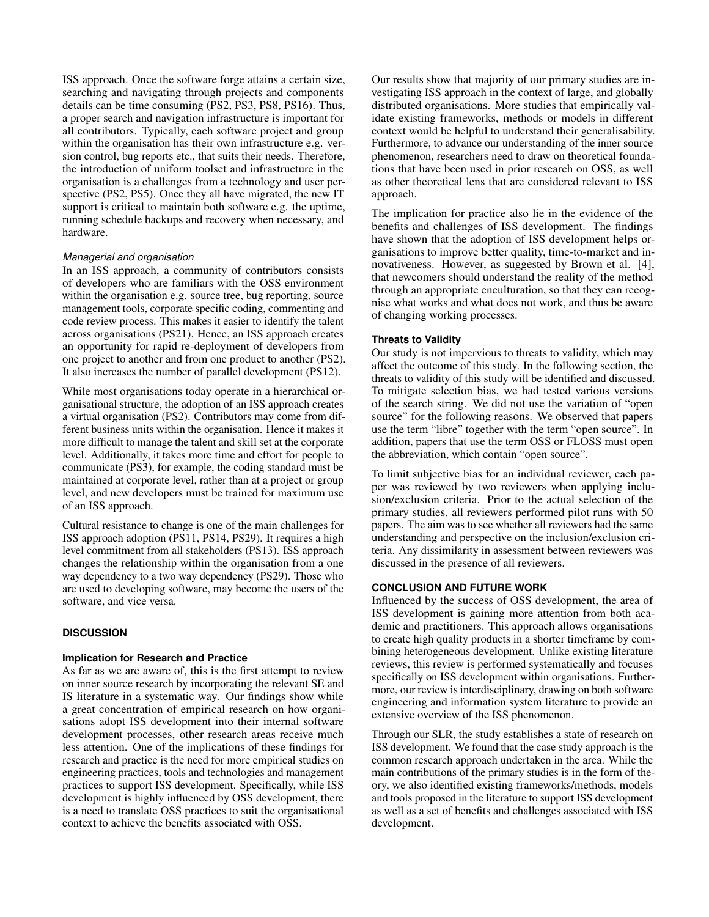ISS approach. Once the software forge attains a certain size, searching and navigating through projects and components details can be time consuming (PS2, PS3, PS8, PS16). Thus, a proper search and navigation infrastructure is important for all contributors. Typically, each software project and group within the organisation has their own infrastructure e.g. version control, bug reports etc., that suits their needs. Therefore, the introduction of uniform toolset and infrastructure in the organisation is a challenges from a technology and user perspective (PS2, PS5). Once they all have migrated, the new IT support is critical to maintain both software e.g. the uptime, running schedule backups and recovery when necessary, and hardware.

*Managerial and organisation*

In an ISS approach, a community of contributors consists of developers who are familiars with the OSS environment within the organisation e.g. source tree, bug reporting, source management tools, corporate specific coding, commenting and code review process. This makes it easier to identify the talent across organisations (PS21). Hence, an ISS approach creates an opportunity for rapid re-deployment of developers from one project to another and from one product to another (PS2). It also increases the number of parallel development (PS12).

While most organisations today operate in a hierarchical organisational structure, the adoption of an ISS approach creates a virtual organisation (PS2). Contributors may come from different business units within the organisation. Hence it makes it more difficult to manage the talent and skill set at the corporate level. Additionally, it takes more time and effort for people to communicate (PS3), for example, the coding standard must be maintained at corporate level, rather than at a project or group level, and new developers must be trained for maximum use of an ISS approach.

Cultural resistance to change is one of the main challenges for ISS approach adoption (PS11, PS14, PS29). It requires a high level commitment from all stakeholders (PS13). ISS approach changes the relationship within the organisation from a one way dependency to a two way dependency (PS29). Those who are used to developing software, may become the users of the software, and vice versa.

## DISCUSSION

### Implication for Research and Practice

As far as we are aware of, this is the first attempt to review on inner source research by incorporating the relevant SE and IS literature in a systematic way. Our findings show while a great concentration of empirical research on how organisations adopt ISS development into their internal software development processes, other research areas receive much less attention. One of the implications of these findings for research and practice is the need for more empirical studies on engineering practices, tools and technologies and management practices to support ISS development. Specifically, while ISS development is highly influenced by OSS development, there is a need to translate OSS practices to suit the organisational context to achieve the benefits associated with OSS.

Our results show that majority of our primary studies are investigating ISS approach in the context of large, and globally distributed organisations. More studies that empirically validate existing frameworks, methods or models in different context would be helpful to understand their generalisability. Furthermore, to advance our understanding of the inner source phenomenon, researchers need to draw on theoretical foundations that have been used in prior research on OSS, as well as other theoretical lens that are considered relevant to ISS approach.

The implication for practice also lie in the evidence of the benefits and challenges of ISS development. The findings have shown that the adoption of ISS development helps organisations to improve better quality, time-to-market and innovativeness. However, as suggested by Brown et al. [4], that newcomers should understand the reality of the method through an appropriate enculturation, so that they can recognise what works and what does not work, and thus be aware of changing working processes.

### Threats to Validity

Our study is not impervious to threats to validity, which may affect the outcome of this study. In the following section, the threats to validity of this study will be identified and discussed. To mitigate selection bias, we had tested various versions of the search string. We did not use the variation of "open source" for the following reasons. We observed that papers use the term "libre" together with the term "open source". In addition, papers that use the term OSS or FLOSS must open the abbreviation, which contain "open source".

To limit subjective bias for an individual reviewer, each paper was reviewed by two reviewers when applying inclusion/exclusion criteria. Prior to the actual selection of the primary studies, all reviewers performed pilot runs with 50 papers. The aim was to see whether all reviewers had the same understanding and perspective on the inclusion/exclusion criteria. Any dissimilarity in assessment between reviewers was discussed in the presence of all reviewers.

## CONCLUSION AND FUTURE WORK

Influenced by the success of OSS development, the area of ISS development is gaining more attention from both academic and practitioners. This approach allows organisations to create high quality products in a shorter timeframe by combining heterogeneous development. Unlike existing literature reviews, this review is performed systematically and focuses specifically on ISS development within organisations. Furthermore, our review is interdisciplinary, drawing on both software engineering and information system literature to provide an extensive overview of the ISS phenomenon.

Through our SLR, the study establishes a state of research on ISS development. We found that the case study approach is the common research approach undertaken in the area. While the main contributions of the primary studies is in the form of theory, we also identified existing frameworks/methods, models and tools proposed in the literature to support ISS development as well as a set of benefits and challenges associated with ISS development.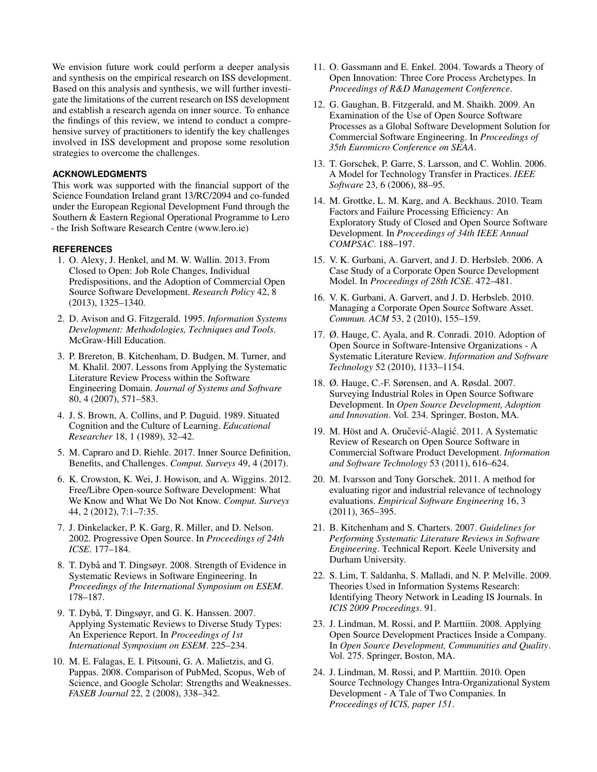We envision future work could perform a deeper analysis and synthesis on the empirical research on ISS development. Based on this analysis and synthesis, we will further investigate the limitations of the current research on ISS development and establish a research agenda on inner source. To enhance the findings of this review, we intend to conduct a comprehensive survey of practitioners to identify the key challenges involved in ISS development and propose some resolution strategies to overcome the challenges.

## ACKNOWLEDGMENTS

This work was supported with the financial support of the Science Foundation Ireland grant 13/RC/2094 and co-funded under the European Regional Development Fund through the Southern & Eastern Regional Operational Programme to Lero - the Irish Software Research Centre (www.lero.ie)

## REFERENCES

1. O. Alexy, J. Henkel, and M. W. Wallin. 2013. From Closed to Open: Job Role Changes, Individual Predispositions, and the Adoption of Commercial Open Source Software Development. *Research Policy* 42, 8 (2013), 1325–1340.
2. D. Avison and G. Fitzgerald. 1995. *Information Systems Development: Methodologies, Techniques and Tools*. McGraw-Hill Education.
3. P. Brereton, B. Kitchenham, D. Budgen, M. Turner, and M. Khalil. 2007. Lessons from Applying the Systematic Literature Review Process within the Software Engineering Domain. *Journal of Systems and Software* 80, 4 (2007), 571–583.
4. J. S. Brown, A. Collins, and P. Duguid. 1989. Situated Cognition and the Culture of Learning. *Educational Researcher* 18, 1 (1989), 32–42.
5. M. Capraro and D. Riehle. 2017. Inner Source Definition, Benefits, and Challenges. *Comput. Surveys* 49, 4 (2017).
6. K. Crowston, K. Wei, J. Howison, and A. Wiggins. 2012. Free/Libre Open-source Software Development: What We Know and What We Do Not Know. *Comput. Surveys* 44, 2 (2012), 7:1–7:35.
7. J. Dinkelacker, P. K. Garg, R. Miller, and D. Nelson. 2002. Progressive Open Source. In *Proceedings of 24th ICSE*. 177–184.
8. T. Dybå and T. Dingsøyr. 2008. Strength of Evidence in Systematic Reviews in Software Engineering. In *Proceedings of the International Symposium on ESEM*. 178–187.
9. T. Dybå, T. Dingsøyr, and G. K. Hanssen. 2007. Applying Systematic Reviews to Diverse Study Types: An Experience Report. In *Proceedings of 1st International Symposium on ESEM*. 225–234.
10. M. E. Falagas, E. I. Pitsouni, G. A. Malietzis, and G. Pappas. 2008. Comparison of PubMed, Scopus, Web of Science, and Google Scholar: Strengths and Weaknesses. *FASEB Journal* 22, 2 (2008), 338–342.
11. O. Gassmann and E. Enkel. 2004. Towards a Theory of Open Innovation: Three Core Process Archetypes. In *Proceedings of R&D Management Conference*.
12. G. Gaughan, B. Fitzgerald, and M. Shaikh. 2009. An Examination of the Use of Open Source Software Processes as a Global Software Development Solution for Commercial Software Engineering. In *Proceedings of 35th Euromicro Conference on SEAA*.
13. T. Gorschek, P. Garre, S. Larsson, and C. Wohlin. 2006. A Model for Technology Transfer in Practices. *IEEE Software* 23, 6 (2006), 88–95.
14. M. Grottke, L. M. Karg, and A. Beckhaus. 2010. Team Factors and Failure Processing Efficiency: An Exploratory Study of Closed and Open Source Software Development. In *Proceedings of 34th IEEE Annual COMPSAC*. 188–197.
15. V. K. Gurbani, A. Garvert, and J. D. Herbsleb. 2006. A Case Study of a Corporate Open Source Development Model. In *Proceedings of 28th ICSE*. 472–481.
16. V. K. Gurbani, A. Garvert, and J. D. Herbsleb. 2010. Managing a Corporate Open Source Software Asset. *Commun. ACM* 53, 2 (2010), 155–159.
17. Ø. Hauge, C. Ayala, and R. Conradi. 2010. Adoption of Open Source in Software-Intensive Organizations - A Systematic Literature Review. *Information and Software Technology* 52 (2010), 1133–1154.
18. Ø. Hauge, C.-F. Sørensen, and A. Røsdal. 2007. Surveying Industrial Roles in Open Source Software Development. In *Open Source Development, Adoption and Innovation*. Vol. 234. Springer, Boston, MA.
19. M. Höst and A. Oručević-Alagić. 2011. A Systematic Review of Research on Open Source Software in Commercial Software Product Development. *Information and Software Technology* 53 (2011), 616–624.
20. M. Ivarsson and Tony Gorschek. 2011. A method for evaluating rigor and industrial relevance of technology evaluations. *Empirical Software Engineering* 16, 3 (2011), 365–395.
21. B. Kitchenham and S. Charters. 2007. *Guidelines for Performing Systematic Literature Reviews in Software Engineering*. Technical Report. Keele University and Durham University.
22. S. Lim, T. Saldanha, S. Malladi, and N. P. Melville. 2009. Theories Used in Information Systems Research: Identifying Theory Network in Leading IS Journals. In *ICIS 2009 Proceedings*. 91.
23. J. Lindman, M. Rossi, and P. Marttiin. 2008. Applying Open Source Development Practices Inside a Company. In *Open Source Development, Communities and Quality*. Vol. 275. Springer, Boston, MA.
24. J. Lindman, M. Rossi, and P. Marttiin. 2010. Open Source Technology Changes Intra-Organizational System Development - A Tale of Two Companies. In *Proceedings of ICIS, paper 151*.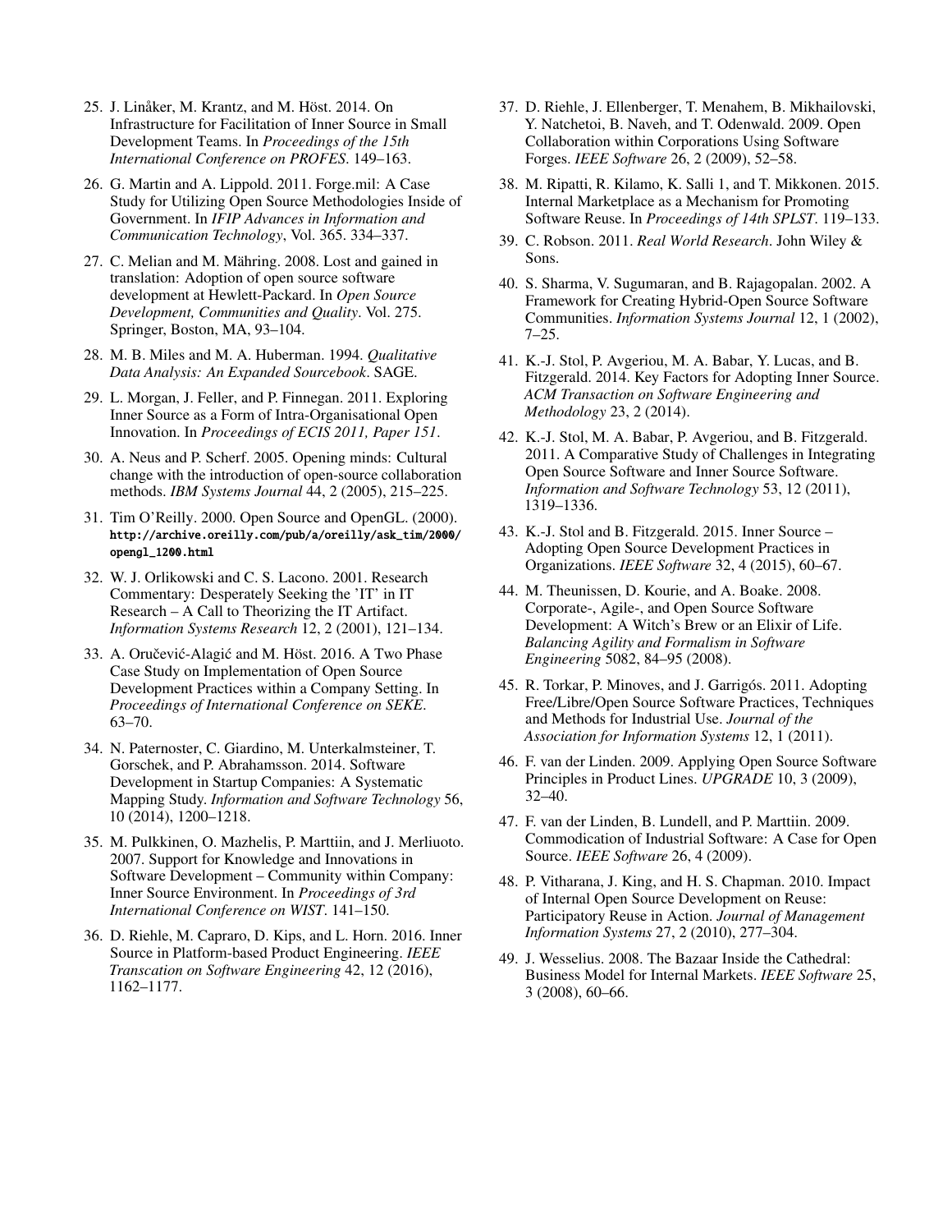25. J. Linåker, M. Krantz, and M. Höst. 2014. On Infrastructure for Facilitation of Inner Source in Small Development Teams. In *Proceedings of the 15th International Conference on PROFES*. 149–163.

26. G. Martin and A. Lippold. 2011. Forge.mil: A Case Study for Utilizing Open Source Methodologies Inside of Government. In *IFIP Advances in Information and Communication Technology*, Vol. 365. 334–337.

27. C. Melian and M. Mähring. 2008. Lost and gained in translation: Adoption of open source software development at Hewlett-Packard. In *Open Source Development, Communities and Quality*. Vol. 275. Springer, Boston, MA, 93–104.

28. M. B. Miles and M. A. Huberman. 1994. *Qualitative Data Analysis: An Expanded Sourcebook*. SAGE.

29. L. Morgan, J. Feller, and P. Finnegan. 2011. Exploring Inner Source as a Form of Intra-Organisational Open Innovation. In *Proceedings of ECIS 2011, Paper 151*.

30. A. Neus and P. Scherf. 2005. Opening minds: Cultural change with the introduction of open-source collaboration methods. *IBM Systems Journal* 44, 2 (2005), 215–225.

31. Tim O'Reilly. 2000. Open Source and OpenGL. (2000). `http://archive.oreilly.com/pub/a/oreilly/ask_tim/2000/opengl_1200.html`

32. W. J. Orlikowski and C. S. Lacono. 2001. Research Commentary: Desperately Seeking the 'IT' in IT Research – A Call to Theorizing the IT Artifact. *Information Systems Research* 12, 2 (2001), 121–134.

33. A. Oručević-Alagić and M. Höst. 2016. A Two Phase Case Study on Implementation of Open Source Development Practices within a Company Setting. In *Proceedings of International Conference on SEKE*. 63–70.

34. N. Paternoster, C. Giardino, M. Unterkalmsteiner, T. Gorschek, and P. Abrahamsson. 2014. Software Development in Startup Companies: A Systematic Mapping Study. *Information and Software Technology* 56, 10 (2014), 1200–1218.

35. M. Pulkkinen, O. Mazhelis, P. Marttiin, and J. Merliuoto. 2007. Support for Knowledge and Innovations in Software Development – Community within Company: Inner Source Environment. In *Proceedings of 3rd International Conference on WIST*. 141–150.

36. D. Riehle, M. Capraro, D. Kips, and L. Horn. 2016. Inner Source in Platform-based Product Engineering. *IEEE Transcation on Software Engineering* 42, 12 (2016), 1162–1177.

37. D. Riehle, J. Ellenberger, T. Menahem, B. Mikhailovski, Y. Natchetoi, B. Naveh, and T. Odenwald. 2009. Open Collaboration within Corporations Using Software Forges. *IEEE Software* 26, 2 (2009), 52–58.

38. M. Ripatti, R. Kilamo, K. Salli 1, and T. Mikkonen. 2015. Internal Marketplace as a Mechanism for Promoting Software Reuse. In *Proceedings of 14th SPLST*. 119–133.

39. C. Robson. 2011. *Real World Research*. John Wiley & Sons.

40. S. Sharma, V. Sugumaran, and B. Rajagopalan. 2002. A Framework for Creating Hybrid-Open Source Software Communities. *Information Systems Journal* 12, 1 (2002), 7–25.

41. K.-J. Stol, P. Avgeriou, M. A. Babar, Y. Lucas, and B. Fitzgerald. 2014. Key Factors for Adopting Inner Source. *ACM Transaction on Software Engineering and Methodology* 23, 2 (2014).

42. K.-J. Stol, M. A. Babar, P. Avgeriou, and B. Fitzgerald. 2011. A Comparative Study of Challenges in Integrating Open Source Software and Inner Source Software. *Information and Software Technology* 53, 12 (2011), 1319–1336.

43. K.-J. Stol and B. Fitzgerald. 2015. Inner Source – Adopting Open Source Development Practices in Organizations. *IEEE Software* 32, 4 (2015), 60–67.

44. M. Theunissen, D. Kourie, and A. Boake. 2008. Corporate-, Agile-, and Open Source Software Development: A Witch's Brew or an Elixir of Life. *Balancing Agility and Formalism in Software Engineering* 5082, 84–95 (2008).

45. R. Torkar, P. Minoves, and J. Garrigós. 2011. Adopting Free/Libre/Open Source Software Practices, Techniques and Methods for Industrial Use. *Journal of the Association for Information Systems* 12, 1 (2011).

46. F. van der Linden. 2009. Applying Open Source Software Principles in Product Lines. *UPGRADE* 10, 3 (2009), 32–40.

47. F. van der Linden, B. Lundell, and P. Marttiin. 2009. Commodication of Industrial Software: A Case for Open Source. *IEEE Software* 26, 4 (2009).

48. P. Vitharana, J. King, and H. S. Chapman. 2010. Impact of Internal Open Source Development on Reuse: Participatory Reuse in Action. *Journal of Management Information Systems* 27, 2 (2010), 277–304.

49. J. Wesselius. 2008. The Bazaar Inside the Cathedral: Business Model for Internal Markets. *IEEE Software* 25, 3 (2008), 60–66.